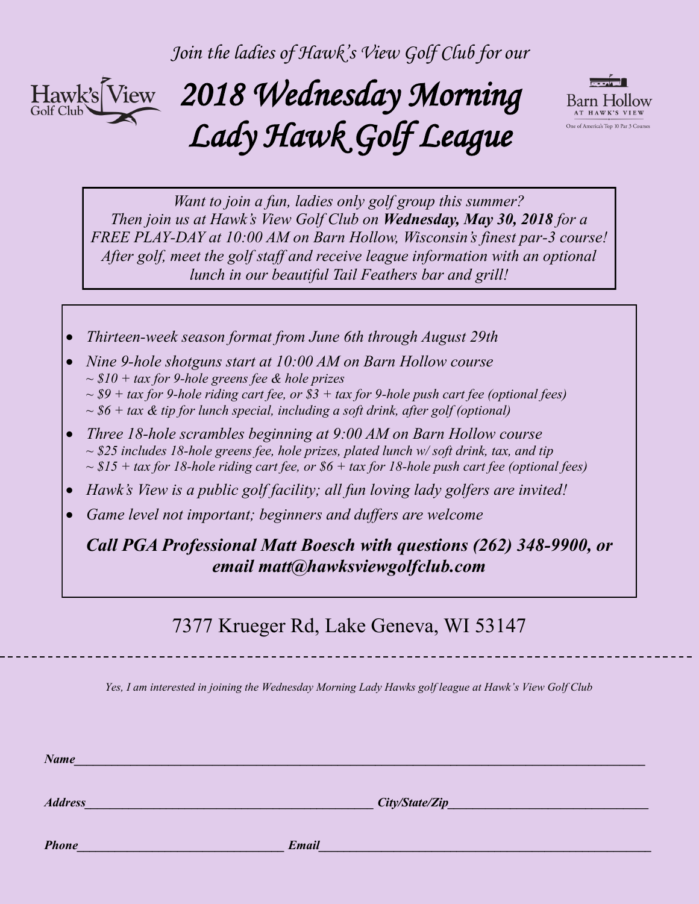*Join the ladies of Hawk's View Golf Club for our*

# *2018 Wednesday Morning Lady Hawk Golf League*

Hawk's View Golf Club

Barn Hollow AT HAWK'S VIEW — One of America's Top 10 Par 3 Courses

*Want to join a fun, ladies only golf group this summer? Then join us at Hawk's View Golf Club on* ***Wednesday, May 30, 2018*** *for a FREE PLAY-DAY at 10:00 AM on Barn Hollow, Wisconsin's finest par-3 course! After golf, meet the golf staff and receive league information with an optional lunch in our beautiful Tail Feathers bar and grill!*

- *Thirteen-week season format from June 6th through August 29th*
- *Nine 9-hole shotguns start at 10:00 AM on Barn Hollow course*
  - *~ $10 + tax for 9-hole greens fee & hole prizes*
  - *~ $9 + tax for 9-hole riding cart fee, or $3 + tax for 9-hole push cart fee (optional fees)*
  - *~ $6 + tax & tip for lunch special, including a soft drink, after golf (optional)*
- *Three 18-hole scrambles beginning at 9:00 AM on Barn Hollow course*
  - *~ $25 includes 18-hole greens fee, hole prizes, plated lunch w/ soft drink, tax, and tip*
  - *~ $15 + tax for 18-hole riding cart fee, or $6 + tax for 18-hole push cart fee (optional fees)*
- *Hawk's View is a public golf facility; all fun loving lady golfers are invited!*
- *Game level not important; beginners and duffers are welcome*

***Call PGA Professional Matt Boesch with questions (262) 348-9900, or email matt@hawksviewgolfclub.com***

7377 Krueger Rd, Lake Geneva, WI 53147

---

*Yes, I am interested in joining the Wednesday Morning Lady Hawks golf league at Hawk's View Golf Club*

***Name*** ______________________________________________

***Address*** ______________________________ ***City/State/Zip*** ______________________

***Phone*** ______________________ ***Email*** ______________________________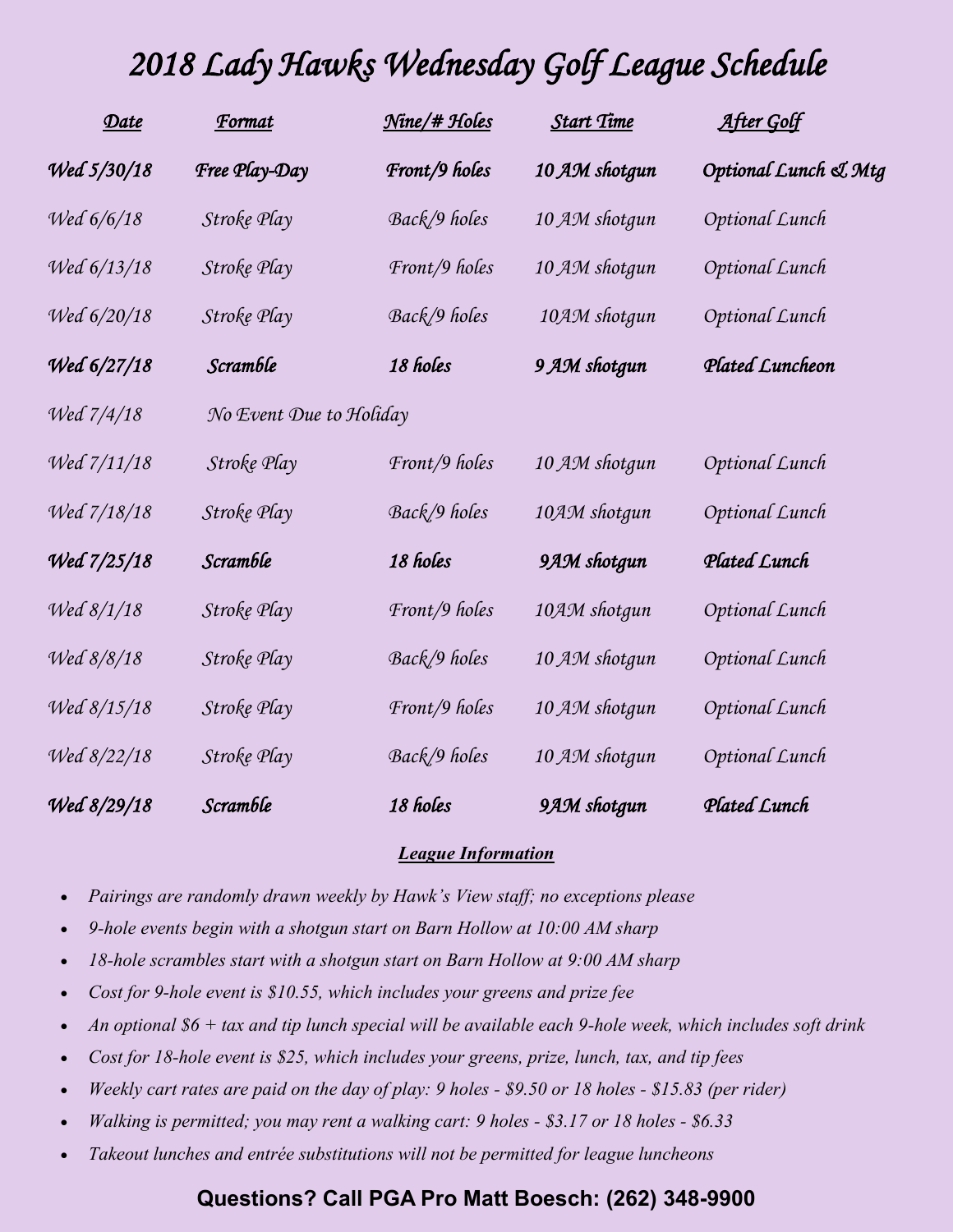# 2018 Lady Hawks Wednesday Golf League Schedule

| Date | Format | Nine/# Holes | Start Time | After Golf |
|---|---|---|---|---|
| **Wed 5/30/18** | **Free Play-Day** | **Front/9 holes** | **10 AM shotgun** | **Optional Lunch & Mtg** |
| Wed 6/6/18 | Stroke Play | Back/9 holes | 10 AM shotgun | Optional Lunch |
| Wed 6/13/18 | Stroke Play | Front/9 holes | 10 AM shotgun | Optional Lunch |
| Wed 6/20/18 | Stroke Play | Back/9 holes | 10AM shotgun | Optional Lunch |
| **Wed 6/27/18** | **Scramble** | **18 holes** | **9 AM shotgun** | **Plated Luncheon** |
| Wed 7/4/18 | No Event Due to Holiday | | | |
| Wed 7/11/18 | Stroke Play | Front/9 holes | 10 AM shotgun | Optional Lunch |
| Wed 7/18/18 | Stroke Play | Back/9 holes | 10AM shotgun | Optional Lunch |
| **Wed 7/25/18** | **Scramble** | **18 holes** | **9AM shotgun** | **Plated Lunch** |
| Wed 8/1/18 | Stroke Play | Front/9 holes | 10AM shotgun | Optional Lunch |
| Wed 8/8/18 | Stroke Play | Back/9 holes | 10 AM shotgun | Optional Lunch |
| Wed 8/15/18 | Stroke Play | Front/9 holes | 10 AM shotgun | Optional Lunch |
| Wed 8/22/18 | Stroke Play | Back/9 holes | 10 AM shotgun | Optional Lunch |
| **Wed 8/29/18** | **Scramble** | **18 holes** | **9AM shotgun** | **Plated Lunch** |

## *League Information*

- *Pairings are randomly drawn weekly by Hawk's View staff; no exceptions please*
- *9-hole events begin with a shotgun start on Barn Hollow at 10:00 AM sharp*
- *18-hole scrambles start with a shotgun start on Barn Hollow at 9:00 AM sharp*
- *Cost for 9-hole event is $10.55, which includes your greens and prize fee*
- *An optional $6 + tax and tip lunch special will be available each 9-hole week, which includes soft drink*
- *Cost for 18-hole event is $25, which includes your greens, prize, lunch, tax, and tip fees*
- *Weekly cart rates are paid on the day of play: 9 holes - $9.50 or 18 holes - $15.83 (per rider)*
- *Walking is permitted; you may rent a walking cart: 9 holes - $3.17 or 18 holes - $6.33*
- *Takeout lunches and entrée substitutions will not be permitted for league luncheons*

**Questions? Call PGA Pro Matt Boesch: (262) 348-9900**